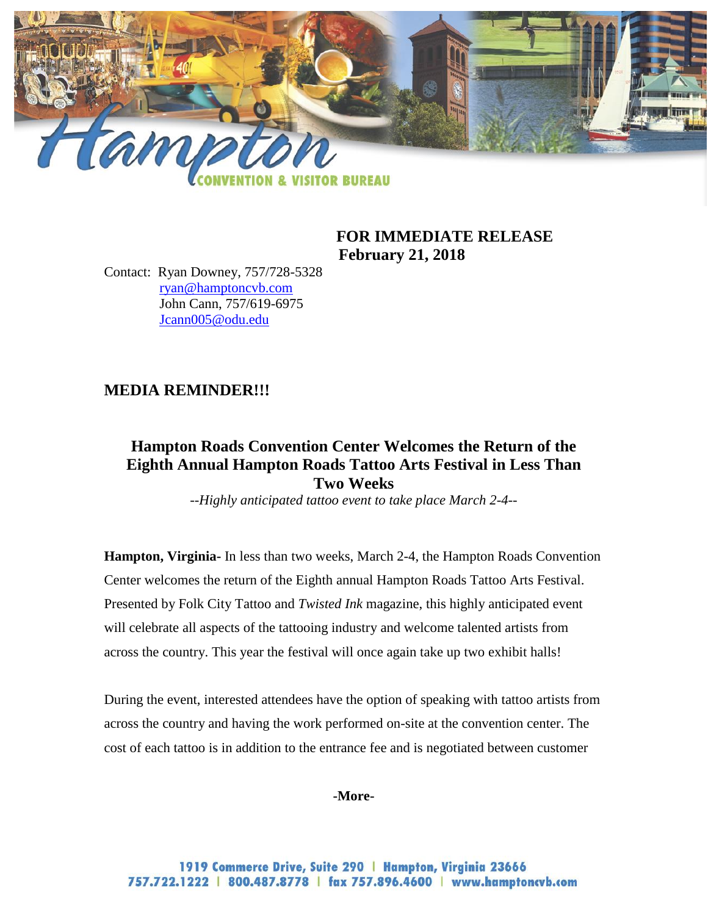**FOR IMMEDIATE RELEASE**
**February 21, 2018**

Contact: Ryan Downey, 757/728-5328
ryan@hamptoncvb.com
John Cann, 757/619-6975
Jcann005@odu.edu

## MEDIA REMINDER!!!

### Hampton Roads Convention Center Welcomes the Return of the Eighth Annual Hampton Roads Tattoo Arts Festival in Less Than Two Weeks

*--Highly anticipated tattoo event to take place March 2-4--*

**Hampton, Virginia**- In less than two weeks, March 2-4, the Hampton Roads Convention Center welcomes the return of the Eighth annual Hampton Roads Tattoo Arts Festival. Presented by Folk City Tattoo and *Twisted Ink* magazine, this highly anticipated event will celebrate all aspects of the tattooing industry and welcome talented artists from across the country. This year the festival will once again take up two exhibit halls!

During the event, interested attendees have the option of speaking with tattoo artists from across the country and having the work performed on-site at the convention center. The cost of each tattoo is in addition to the entrance fee and is negotiated between customer

**-More-**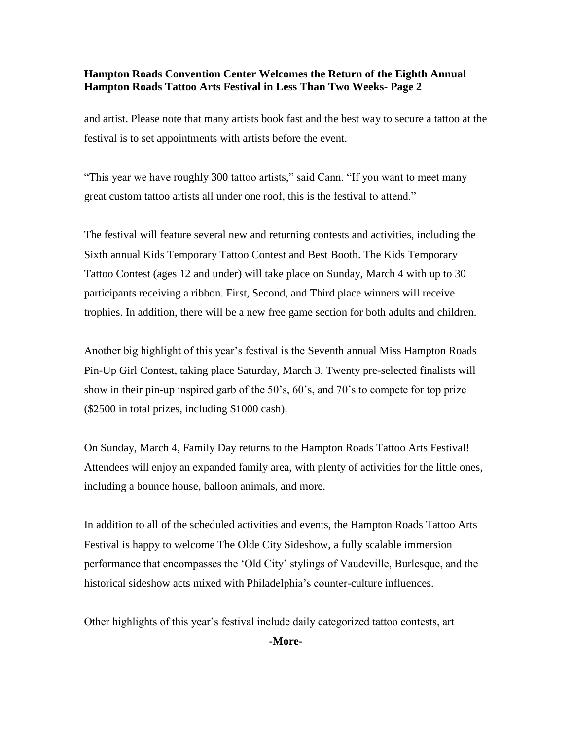and artist. Please note that many artists book fast and the best way to secure a tattoo at the festival is to set appointments with artists before the event.

"This year we have roughly 300 tattoo artists," said Cann. "If you want to meet many great custom tattoo artists all under one roof, this is the festival to attend."

The festival will feature several new and returning contests and activities, including the Sixth annual Kids Temporary Tattoo Contest and Best Booth. The Kids Temporary Tattoo Contest (ages 12 and under) will take place on Sunday, March 4 with up to 30 participants receiving a ribbon. First, Second, and Third place winners will receive trophies. In addition, there will be a new free game section for both adults and children.

Another big highlight of this year's festival is the Seventh annual Miss Hampton Roads Pin-Up Girl Contest, taking place Saturday, March 3. Twenty pre-selected finalists will show in their pin-up inspired garb of the 50's, 60's, and 70's to compete for top prize ($2500 in total prizes, including $1000 cash).

On Sunday, March 4, Family Day returns to the Hampton Roads Tattoo Arts Festival! Attendees will enjoy an expanded family area, with plenty of activities for the little ones, including a bounce house, balloon animals, and more.

In addition to all of the scheduled activities and events, the Hampton Roads Tattoo Arts Festival is happy to welcome The Olde City Sideshow, a fully scalable immersion performance that encompasses the 'Old City' stylings of Vaudeville, Burlesque, and the historical sideshow acts mixed with Philadelphia's counter-culture influences.

Other highlights of this year's festival include daily categorized tattoo contests, art

**-More-**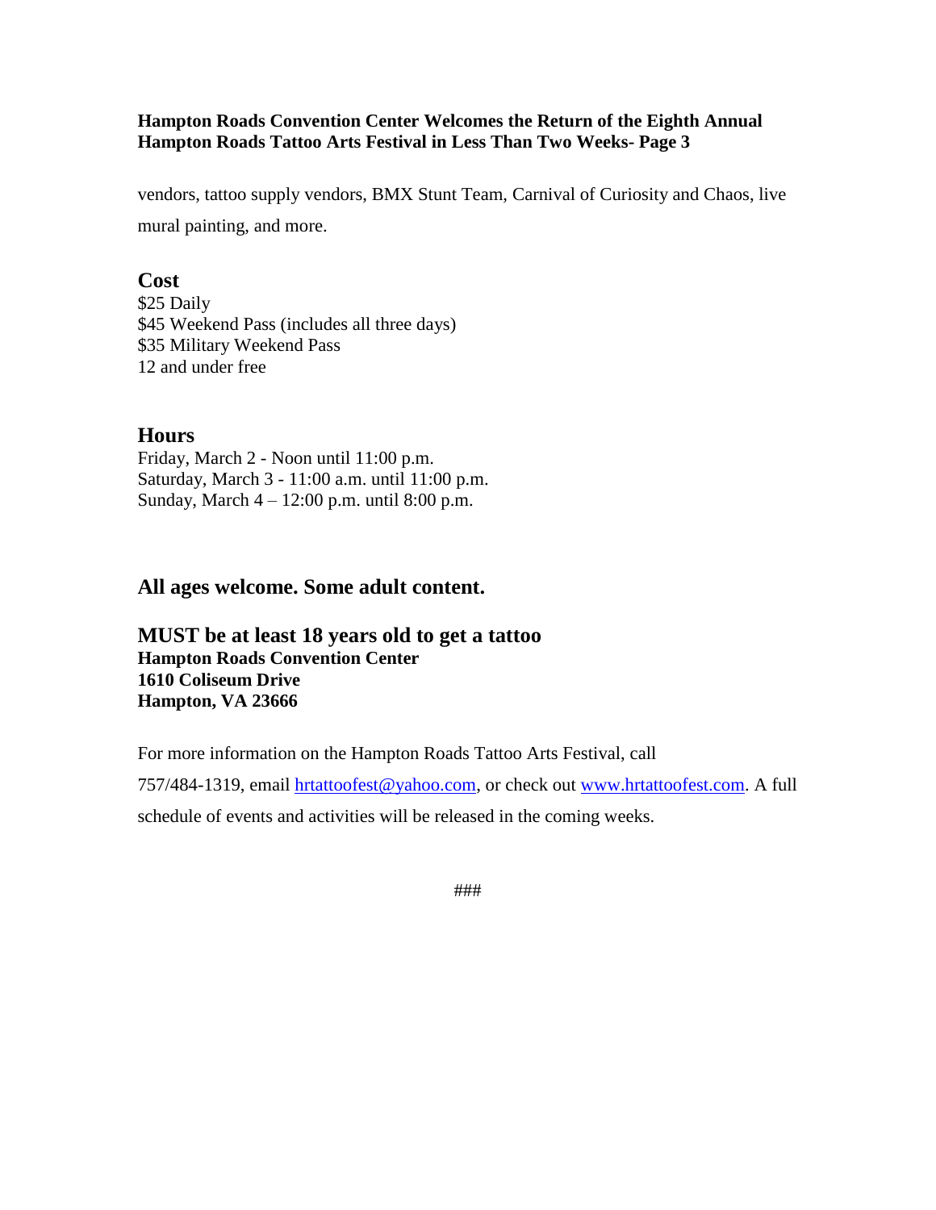vendors, tattoo supply vendors, BMX Stunt Team, Carnival of Curiosity and Chaos, live mural painting, and more.

## Cost

$25 Daily
$45 Weekend Pass (includes all three days)
$35 Military Weekend Pass
12 and under free

## Hours

Friday, March 2 - Noon until 11:00 p.m.
Saturday, March 3 - 11:00 a.m. until 11:00 p.m.
Sunday, March 4 – 12:00 p.m. until 8:00 p.m.

## All ages welcome. Some adult content.

## MUST be at least 18 years old to get a tattoo

**Hampton Roads Convention Center**
**1610 Coliseum Drive**
**Hampton, VA 23666**

For more information on the Hampton Roads Tattoo Arts Festival, call 757/484-1319, email hrtattoofest@yahoo.com, or check out www.hrtattoofest.com. A full schedule of events and activities will be released in the coming weeks.

###